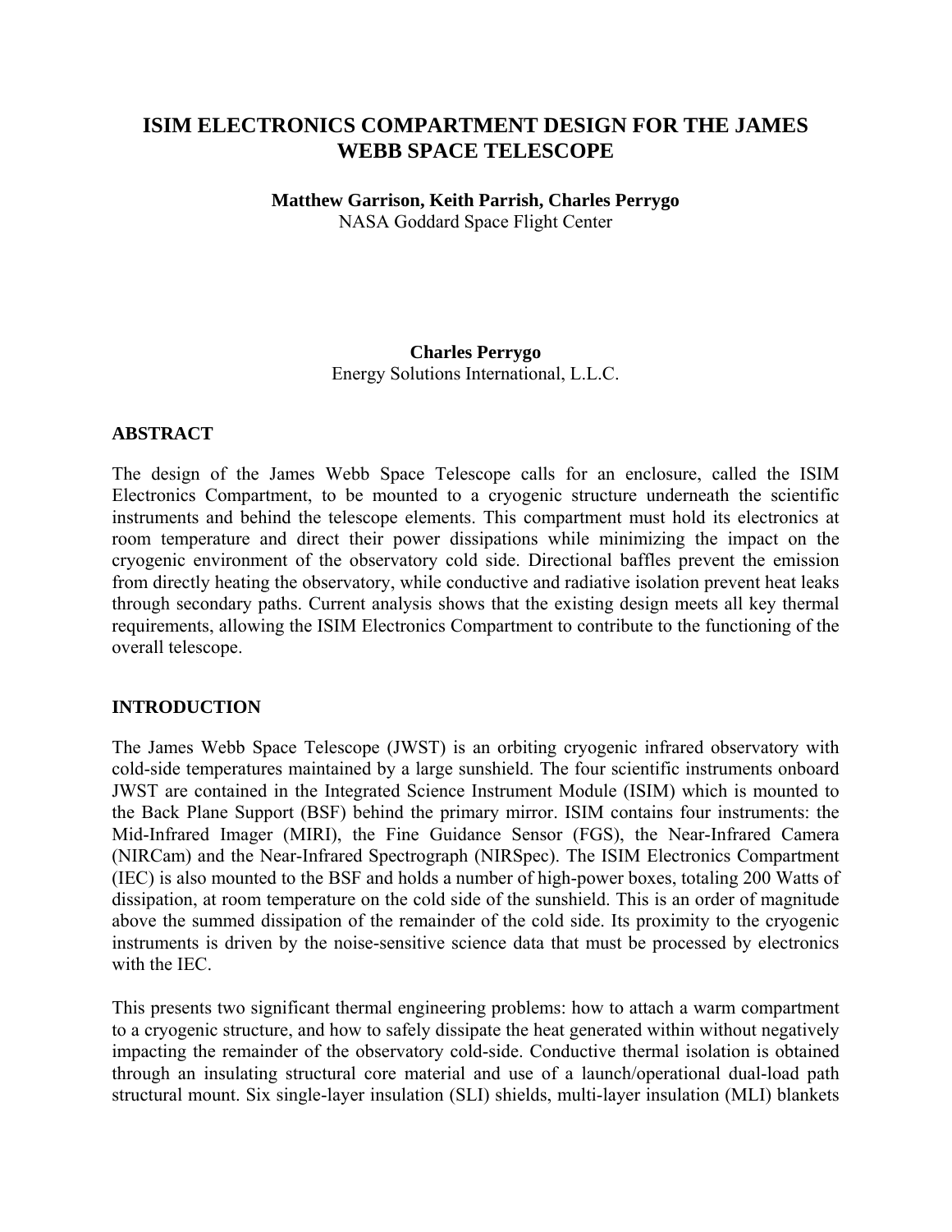# ISIM ELECTRONICS COMPARTMENT DESIGN FOR THE JAMES WEBB SPACE TELESCOPE

**Matthew Garrison, Keith Parrish, Charles Perrygo**
NASA Goddard Space Flight Center

**Charles Perrygo**
Energy Solutions International, L.L.C.

## ABSTRACT

The design of the James Webb Space Telescope calls for an enclosure, called the ISIM Electronics Compartment, to be mounted to a cryogenic structure underneath the scientific instruments and behind the telescope elements. This compartment must hold its electronics at room temperature and direct their power dissipations while minimizing the impact on the cryogenic environment of the observatory cold side. Directional baffles prevent the emission from directly heating the observatory, while conductive and radiative isolation prevent heat leaks through secondary paths. Current analysis shows that the existing design meets all key thermal requirements, allowing the ISIM Electronics Compartment to contribute to the functioning of the overall telescope.

## INTRODUCTION

The James Webb Space Telescope (JWST) is an orbiting cryogenic infrared observatory with cold-side temperatures maintained by a large sunshield. The four scientific instruments onboard JWST are contained in the Integrated Science Instrument Module (ISIM) which is mounted to the Back Plane Support (BSF) behind the primary mirror. ISIM contains four instruments: the Mid-Infrared Imager (MIRI), the Fine Guidance Sensor (FGS), the Near-Infrared Camera (NIRCam) and the Near-Infrared Spectrograph (NIRSpec). The ISIM Electronics Compartment (IEC) is also mounted to the BSF and holds a number of high-power boxes, totaling 200 Watts of dissipation, at room temperature on the cold side of the sunshield. This is an order of magnitude above the summed dissipation of the remainder of the cold side. Its proximity to the cryogenic instruments is driven by the noise-sensitive science data that must be processed by electronics with the IEC.

This presents two significant thermal engineering problems: how to attach a warm compartment to a cryogenic structure, and how to safely dissipate the heat generated within without negatively impacting the remainder of the observatory cold-side. Conductive thermal isolation is obtained through an insulating structural core material and use of a launch/operational dual-load path structural mount. Six single-layer insulation (SLI) shields, multi-layer insulation (MLI) blankets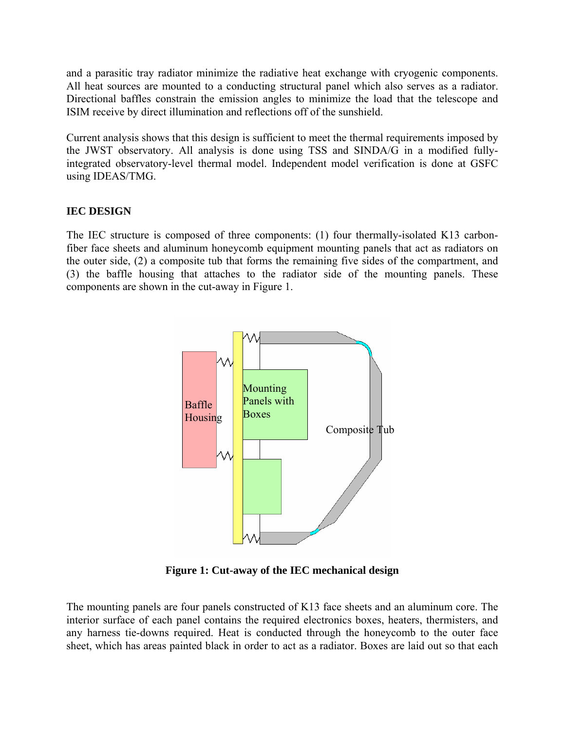and a parasitic tray radiator minimize the radiative heat exchange with cryogenic components. All heat sources are mounted to a conducting structural panel which also serves as a radiator. Directional baffles constrain the emission angles to minimize the load that the telescope and ISIM receive by direct illumination and reflections off of the sunshield.

Current analysis shows that this design is sufficient to meet the thermal requirements imposed by the JWST observatory. All analysis is done using TSS and SINDA/G in a modified fully-integrated observatory-level thermal model. Independent model verification is done at GSFC using IDEAS/TMG.

## IEC DESIGN

The IEC structure is composed of three components: (1) four thermally-isolated K13 carbon-fiber face sheets and aluminum honeycomb equipment mounting panels that act as radiators on the outer side, (2) a composite tub that forms the remaining five sides of the compartment, and (3) the baffle housing that attaches to the radiator side of the mounting panels. These components are shown in the cut-away in Figure 1.

Baffle Housing

Mounting Panels with Boxes

Composite Tub

**Figure 1: Cut-away of the IEC mechanical design**

The mounting panels are four panels constructed of K13 face sheets and an aluminum core. The interior surface of each panel contains the required electronics boxes, heaters, thermisters, and any harness tie-downs required. Heat is conducted through the honeycomb to the outer face sheet, which has areas painted black in order to act as a radiator. Boxes are laid out so that each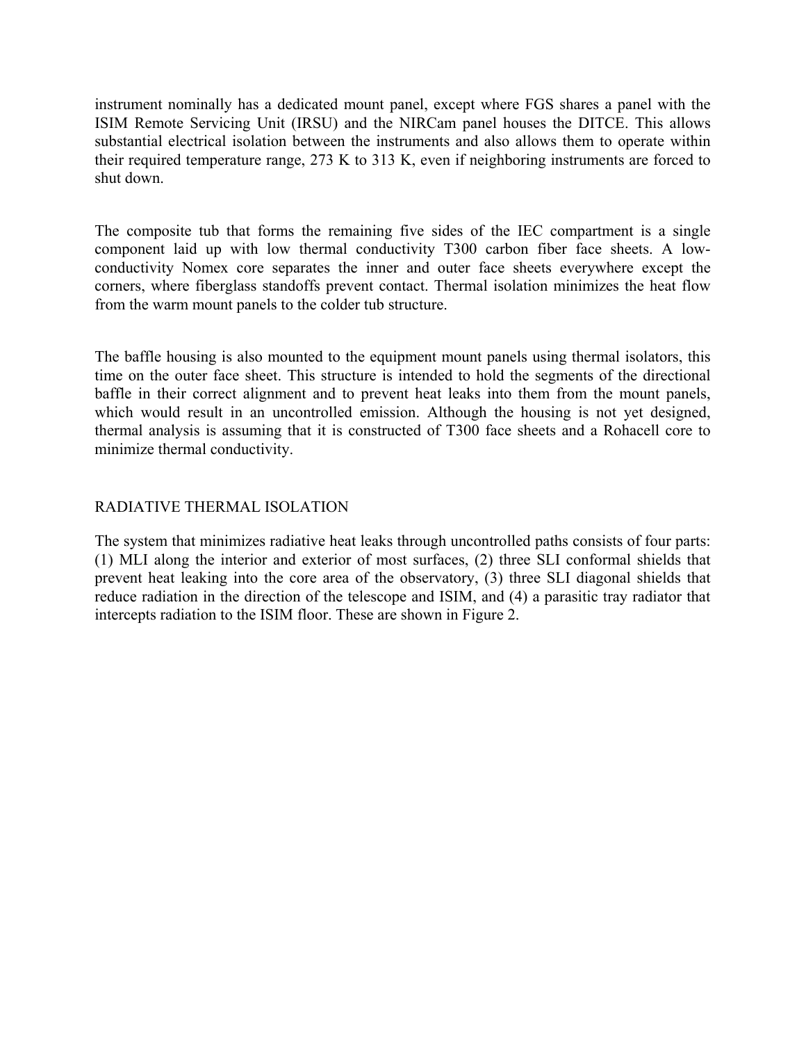instrument nominally has a dedicated mount panel, except where FGS shares a panel with the ISIM Remote Servicing Unit (IRSU) and the NIRCam panel houses the DITCE. This allows substantial electrical isolation between the instruments and also allows them to operate within their required temperature range, 273 K to 313 K, even if neighboring instruments are forced to shut down.

The composite tub that forms the remaining five sides of the IEC compartment is a single component laid up with low thermal conductivity T300 carbon fiber face sheets. A low-conductivity Nomex core separates the inner and outer face sheets everywhere except the corners, where fiberglass standoffs prevent contact. Thermal isolation minimizes the heat flow from the warm mount panels to the colder tub structure.

The baffle housing is also mounted to the equipment mount panels using thermal isolators, this time on the outer face sheet. This structure is intended to hold the segments of the directional baffle in their correct alignment and to prevent heat leaks into them from the mount panels, which would result in an uncontrolled emission. Although the housing is not yet designed, thermal analysis is assuming that it is constructed of T300 face sheets and a Rohacell core to minimize thermal conductivity.

## RADIATIVE THERMAL ISOLATION

The system that minimizes radiative heat leaks through uncontrolled paths consists of four parts: (1) MLI along the interior and exterior of most surfaces, (2) three SLI conformal shields that prevent heat leaking into the core area of the observatory, (3) three SLI diagonal shields that reduce radiation in the direction of the telescope and ISIM, and (4) a parasitic tray radiator that intercepts radiation to the ISIM floor. These are shown in Figure 2.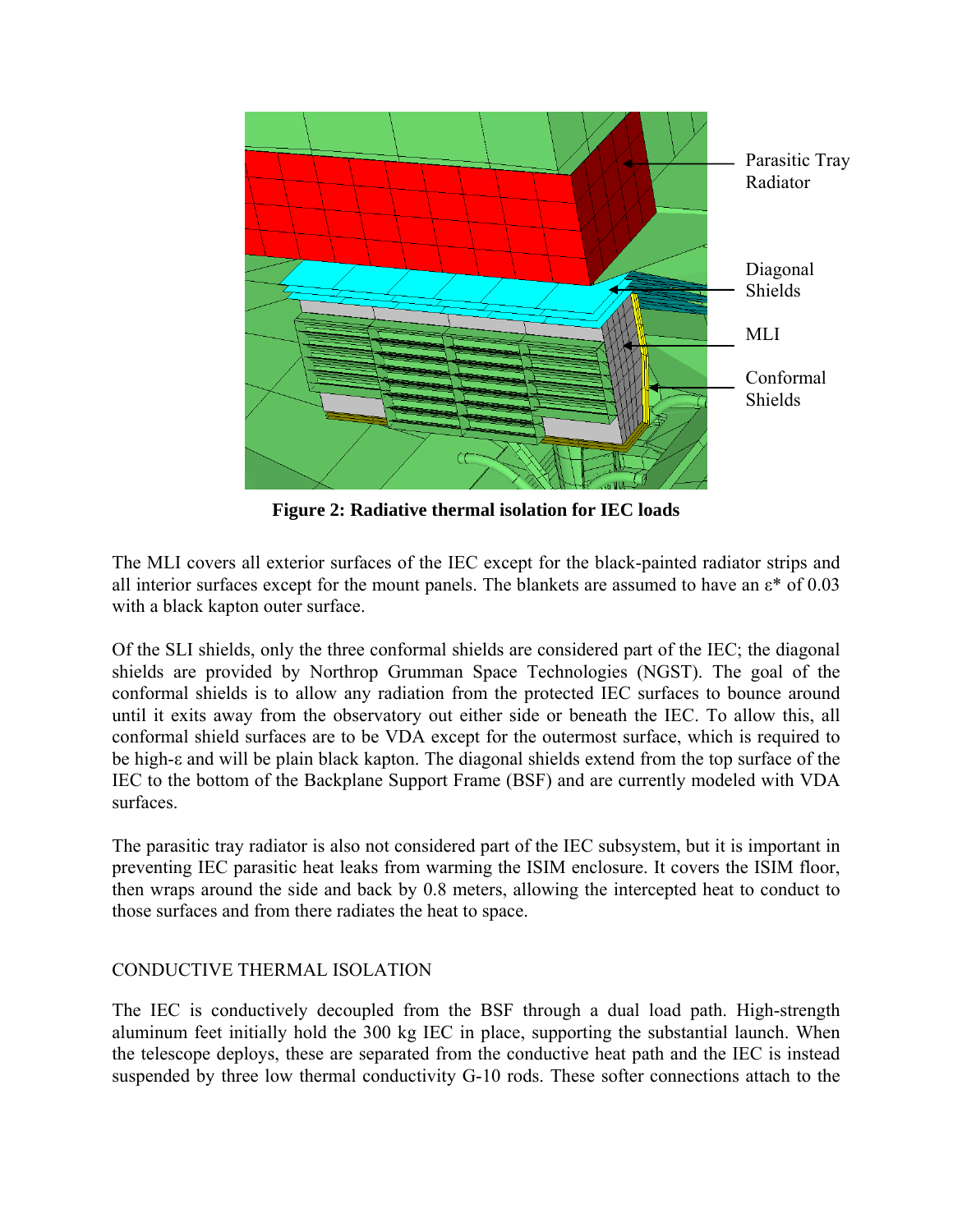**Figure 2: Radiative thermal isolation for IEC loads**

The MLI covers all exterior surfaces of the IEC except for the black-painted radiator strips and all interior surfaces except for the mount panels. The blankets are assumed to have an $\varepsilon^*$ of 0.03 with a black kapton outer surface.

Of the SLI shields, only the three conformal shields are considered part of the IEC; the diagonal shields are provided by Northrop Grumman Space Technologies (NGST). The goal of the conformal shields is to allow any radiation from the protected IEC surfaces to bounce around until it exits away from the observatory out either side or beneath the IEC. To allow this, all conformal shield surfaces are to be VDA except for the outermost surface, which is required to be high-$\varepsilon$ and will be plain black kapton. The diagonal shields extend from the top surface of the IEC to the bottom of the Backplane Support Frame (BSF) and are currently modeled with VDA surfaces.

The parasitic tray radiator is also not considered part of the IEC subsystem, but it is important in preventing IEC parasitic heat leaks from warming the ISIM enclosure. It covers the ISIM floor, then wraps around the side and back by 0.8 meters, allowing the intercepted heat to conduct to those surfaces and from there radiates the heat to space.

## CONDUCTIVE THERMAL ISOLATION

The IEC is conductively decoupled from the BSF through a dual load path. High-strength aluminum feet initially hold the 300 kg IEC in place, supporting the substantial launch. When the telescope deploys, these are separated from the conductive heat path and the IEC is instead suspended by three low thermal conductivity G-10 rods. These softer connections attach to the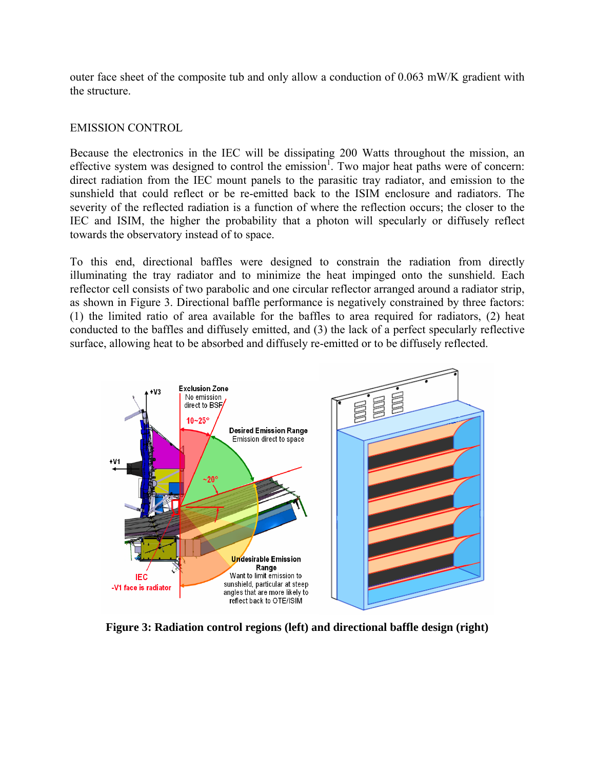outer face sheet of the composite tub and only allow a conduction of 0.063 mW/K gradient with the structure.

## EMISSION CONTROL

Because the electronics in the IEC will be dissipating 200 Watts throughout the mission, an effective system was designed to control the emission[1]. Two major heat paths were of concern: direct radiation from the IEC mount panels to the parasitic tray radiator, and emission to the sunshield that could reflect or be re-emitted back to the ISIM enclosure and radiators. The severity of the reflected radiation is a function of where the reflection occurs; the closer to the IEC and ISIM, the higher the probability that a photon will specularly or diffusely reflect towards the observatory instead of to space.

To this end, directional baffles were designed to constrain the radiation from directly illuminating the tray radiator and to minimize the heat impinged onto the sunshield. Each reflector cell consists of two parabolic and one circular reflector arranged around a radiator strip, as shown in Figure 3. Directional baffle performance is negatively constrained by three factors: (1) the limited ratio of area available for the baffles to area required for radiators, (2) heat conducted to the baffles and diffusely emitted, and (3) the lack of a perfect specularly reflective surface, allowing heat to be absorbed and diffusely re-emitted or to be diffusely reflected.

**Figure 3: Radiation control regions (left) and directional baffle design (right)**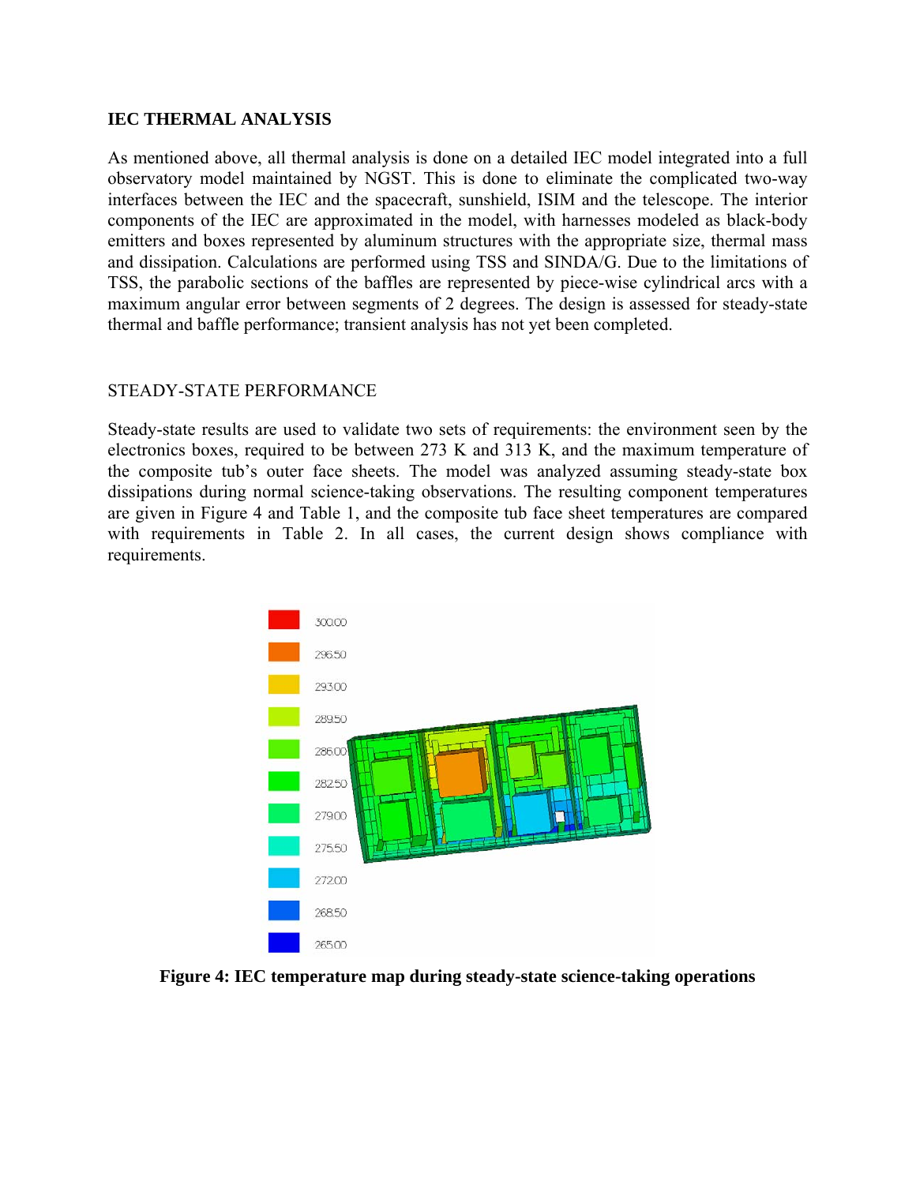**IEC THERMAL ANALYSIS**

As mentioned above, all thermal analysis is done on a detailed IEC model integrated into a full observatory model maintained by NGST. This is done to eliminate the complicated two-way interfaces between the IEC and the spacecraft, sunshield, ISIM and the telescope. The interior components of the IEC are approximated in the model, with harnesses modeled as black-body emitters and boxes represented by aluminum structures with the appropriate size, thermal mass and dissipation. Calculations are performed using TSS and SINDA/G. Due to the limitations of TSS, the parabolic sections of the baffles are represented by piece-wise cylindrical arcs with a maximum angular error between segments of 2 degrees. The design is assessed for steady-state thermal and baffle performance; transient analysis has not yet been completed.

STEADY-STATE PERFORMANCE

Steady-state results are used to validate two sets of requirements: the environment seen by the electronics boxes, required to be between 273 K and 313 K, and the maximum temperature of the composite tub's outer face sheets. The model was analyzed assuming steady-state box dissipations during normal science-taking observations. The resulting component temperatures are given in Figure 4 and Table 1, and the composite tub face sheet temperatures are compared with requirements in Table 2. In all cases, the current design shows compliance with requirements.

**Figure 4: IEC temperature map during steady-state science-taking operations**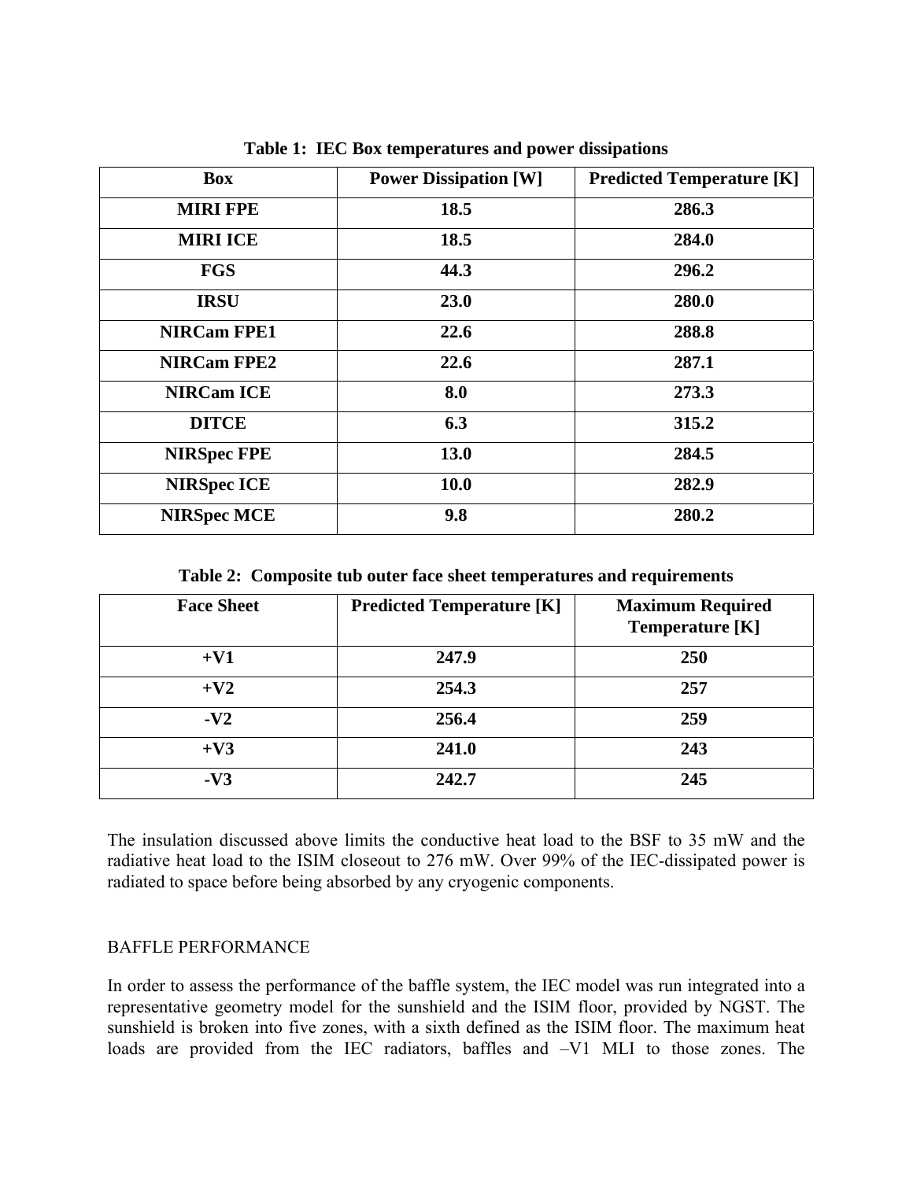**Table 1: IEC Box temperatures and power dissipations**

| Box | Power Dissipation [W] | Predicted Temperature [K] |
|---|---|---|
| MIRI FPE | 18.5 | 286.3 |
| MIRI ICE | 18.5 | 284.0 |
| FGS | 44.3 | 296.2 |
| IRSU | 23.0 | 280.0 |
| NIRCam FPE1 | 22.6 | 288.8 |
| NIRCam FPE2 | 22.6 | 287.1 |
| NIRCam ICE | 8.0 | 273.3 |
| DITCE | 6.3 | 315.2 |
| NIRSpec FPE | 13.0 | 284.5 |
| NIRSpec ICE | 10.0 | 282.9 |
| NIRSpec MCE | 9.8 | 280.2 |

**Table 2: Composite tub outer face sheet temperatures and requirements**

| Face Sheet | Predicted Temperature [K] | Maximum Required Temperature [K] |
|---|---|---|
| +V1 | 247.9 | 250 |
| +V2 | 254.3 | 257 |
| -V2 | 256.4 | 259 |
| +V3 | 241.0 | 243 |
| -V3 | 242.7 | 245 |

The insulation discussed above limits the conductive heat load to the BSF to 35 mW and the radiative heat load to the ISIM closeout to 276 mW. Over 99% of the IEC-dissipated power is radiated to space before being absorbed by any cryogenic components.

## BAFFLE PERFORMANCE

In order to assess the performance of the baffle system, the IEC model was run integrated into a representative geometry model for the sunshield and the ISIM floor, provided by NGST. The sunshield is broken into five zones, with a sixth defined as the ISIM floor. The maximum heat loads are provided from the IEC radiators, baffles and –V1 MLI to those zones. The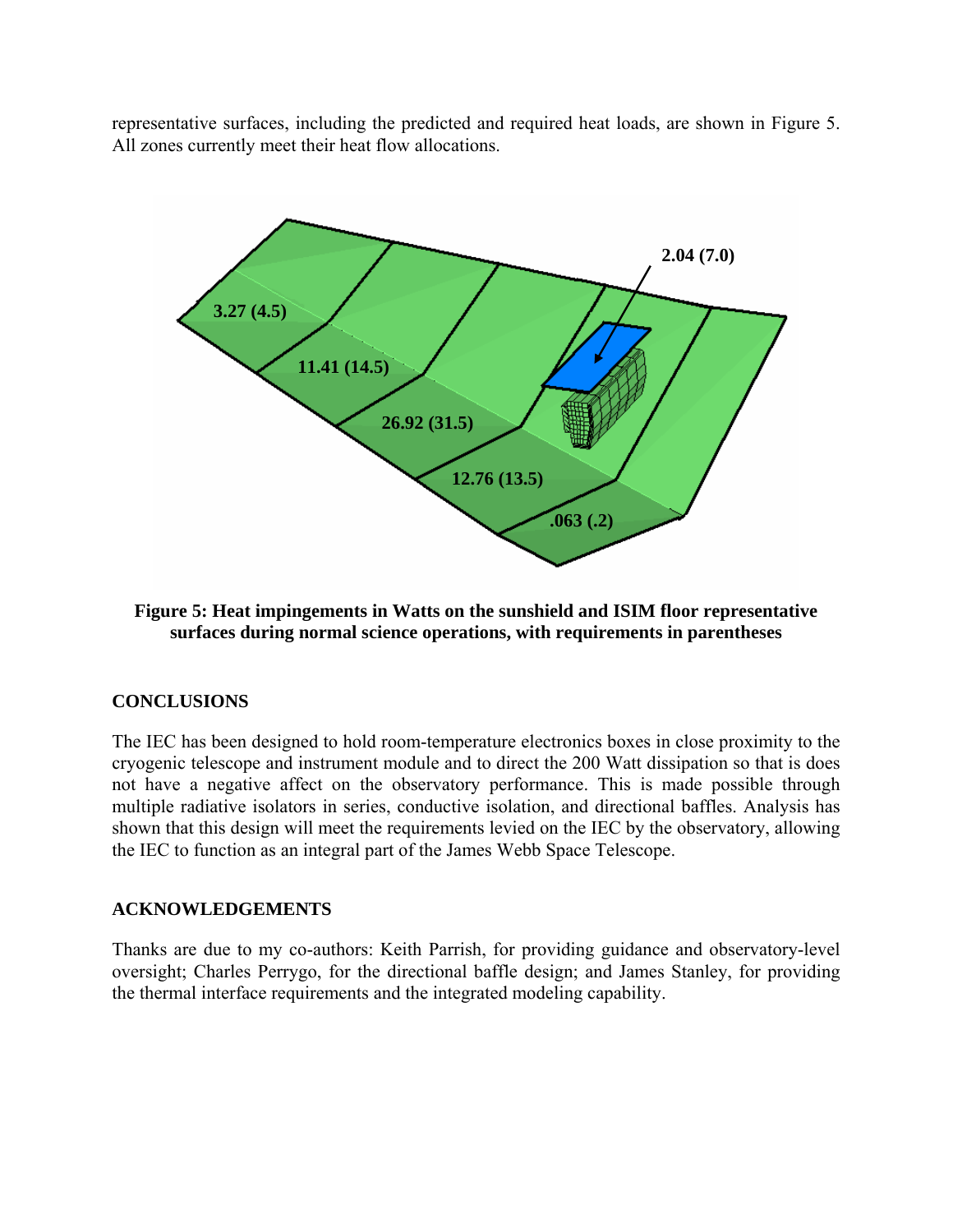representative surfaces, including the predicted and required heat loads, are shown in Figure 5. All zones currently meet their heat flow allocations.

**Figure 5: Heat impingements in Watts on the sunshield and ISIM floor representative surfaces during normal science operations, with requirements in parentheses**

## CONCLUSIONS

The IEC has been designed to hold room-temperature electronics boxes in close proximity to the cryogenic telescope and instrument module and to direct the 200 Watt dissipation so that is does not have a negative affect on the observatory performance. This is made possible through multiple radiative isolators in series, conductive isolation, and directional baffles. Analysis has shown that this design will meet the requirements levied on the IEC by the observatory, allowing the IEC to function as an integral part of the James Webb Space Telescope.

## ACKNOWLEDGEMENTS

Thanks are due to my co-authors: Keith Parrish, for providing guidance and observatory-level oversight; Charles Perrygo, for the directional baffle design; and James Stanley, for providing the thermal interface requirements and the integrated modeling capability.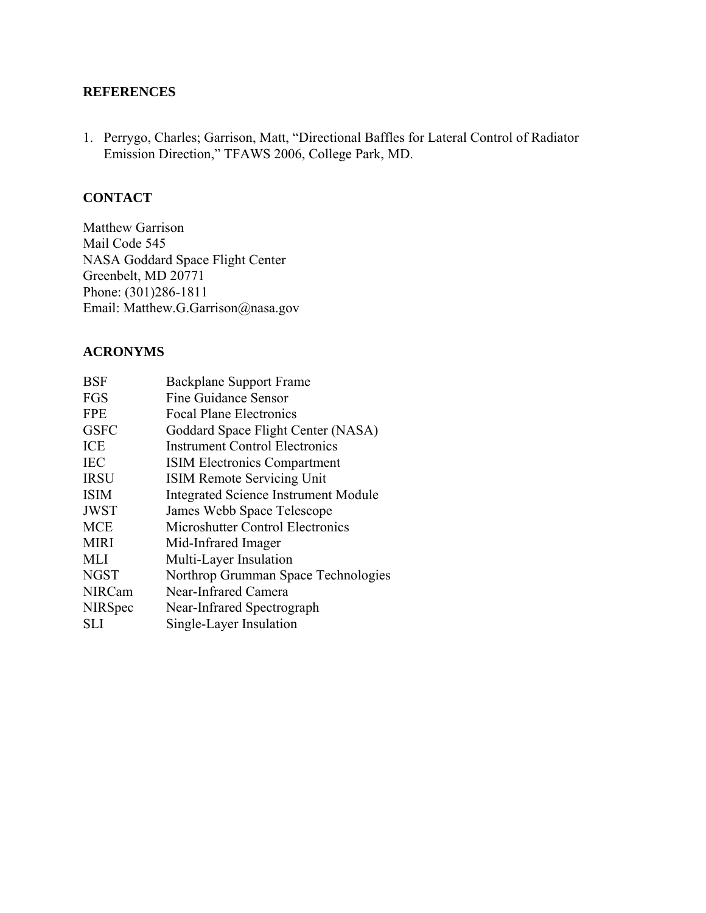## REFERENCES

1. Perrygo, Charles; Garrison, Matt, "Directional Baffles for Lateral Control of Radiator Emission Direction," TFAWS 2006, College Park, MD.

## CONTACT

Matthew Garrison
Mail Code 545
NASA Goddard Space Flight Center
Greenbelt, MD 20771
Phone: (301)286-1811
Email: Matthew.G.Garrison@nasa.gov

## ACRONYMS

| | |
|---|---|
| BSF | Backplane Support Frame |
| FGS | Fine Guidance Sensor |
| FPE | Focal Plane Electronics |
| GSFC | Goddard Space Flight Center (NASA) |
| ICE | Instrument Control Electronics |
| IEC | ISIM Electronics Compartment |
| IRSU | ISIM Remote Servicing Unit |
| ISIM | Integrated Science Instrument Module |
| JWST | James Webb Space Telescope |
| MCE | Microshutter Control Electronics |
| MIRI | Mid-Infrared Imager |
| MLI | Multi-Layer Insulation |
| NGST | Northrop Grumman Space Technologies |
| NIRCam | Near-Infrared Camera |
| NIRSpec | Near-Infrared Spectrograph |
| SLI | Single-Layer Insulation |